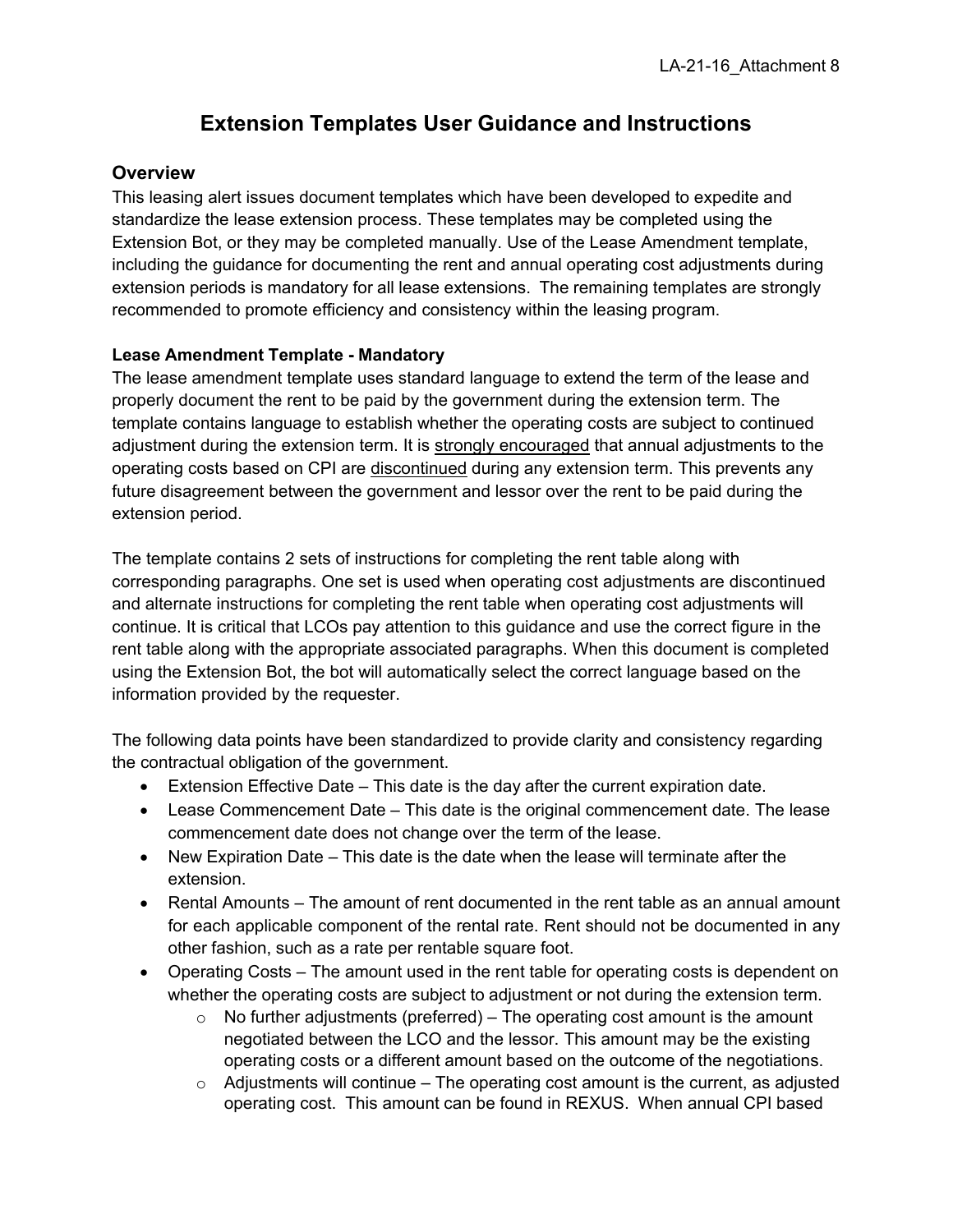# Extension Templates User Guidance and Instructions

## Overview

This leasing alert issues document templates which have been developed to expedite and standardize the lease extension process. These templates may be completed using the Extension Bot, or they may be completed manually. Use of the Lease Amendment template, including the guidance for documenting the rent and annual operating cost adjustments during extension periods is mandatory for all lease extensions. The remaining templates are strongly recommended to promote efficiency and consistency within the leasing program.

### Lease Amendment Template - Mandatory

The lease amendment template uses standard language to extend the term of the lease and properly document the rent to be paid by the government during the extension term. The template contains language to establish whether the operating costs are subject to continued adjustment during the extension term. It is strongly encouraged that annual adjustments to the operating costs based on CPI are discontinued during any extension term. This prevents any future disagreement between the government and lessor over the rent to be paid during the extension period.

The template contains 2 sets of instructions for completing the rent table along with corresponding paragraphs. One set is used when operating cost adjustments are discontinued and alternate instructions for completing the rent table when operating cost adjustments will continue. It is critical that LCOs pay attention to this guidance and use the correct figure in the rent table along with the appropriate associated paragraphs. When this document is completed using the Extension Bot, the bot will automatically select the correct language based on the information provided by the requester.

The following data points have been standardized to provide clarity and consistency regarding the contractual obligation of the government.

- Extension Effective Date – This date is the day after the current expiration date.
- Lease Commencement Date – This date is the original commencement date. The lease commencement date does not change over the term of the lease.
- New Expiration Date – This date is the date when the lease will terminate after the extension.
- Rental Amounts – The amount of rent documented in the rent table as an annual amount for each applicable component of the rental rate. Rent should not be documented in any other fashion, such as a rate per rentable square foot.
- Operating Costs – The amount used in the rent table for operating costs is dependent on whether the operating costs are subject to adjustment or not during the extension term.
    - No further adjustments (preferred) – The operating cost amount is the amount negotiated between the LCO and the lessor. This amount may be the existing operating costs or a different amount based on the outcome of the negotiations.
    - Adjustments will continue – The operating cost amount is the current, as adjusted operating cost. This amount can be found in REXUS. When annual CPI based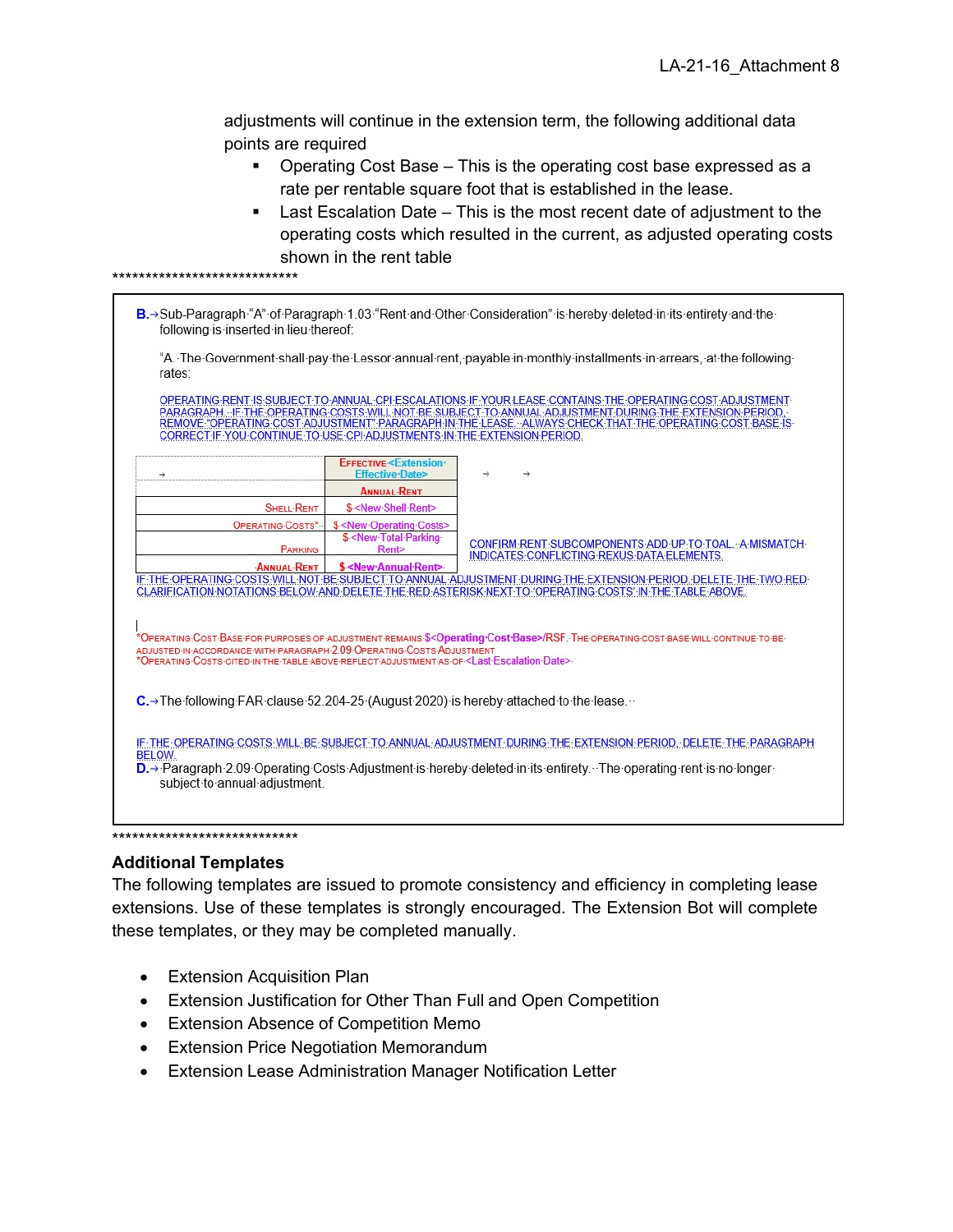adjustments will continue in the extension term, the following additional data points are required

- Operating Cost Base – This is the operating cost base expressed as a rate per rentable square foot that is established in the lease.
- Last Escalation Date – This is the most recent date of adjustment to the operating costs which resulted in the current, as adjusted operating costs shown in the rent table

*****************************

**B.** Sub-Paragraph "A" of Paragraph 1.03 "Rent and Other Consideration" is hereby deleted in its entirety and the following is inserted in lieu thereof:

"A. The Government shall pay the Lessor annual rent, payable in monthly installments in arrears, at the following rates:

OPERATING RENT IS SUBJECT TO ANNUAL CPI ESCALATIONS IF YOUR LEASE CONTAINS THE OPERATING COST ADJUSTMENT PARAGRAPH. IF THE OPERATING COSTS WILL NOT BE SUBJECT TO ANNUAL ADJUSTMENT DURING THE EXTENSION PERIOD, REMOVE "OPERATING COST ADJUSTMENT" PARAGRAPH IN THE LEASE. ALWAYS CHECK THAT THE OPERATING COST BASE IS CORRECT IF YOU CONTINUE TO USE CPI ADJUSTMENTS IN THE EXTENSION PERIOD.

| | EFFECTIVE <Extension Effective Date> |
|---|---|
| | ANNUAL RENT |
| SHELL RENT | $ <New Shell Rent> |
| OPERATING COSTS* | $ <New Operating Costs> |
| PARKING | $ <New Total Parking Rent> |
| ANNUAL RENT | $ <New Annual Rent> |

CONFIRM RENT SUBCOMPONENTS ADD UP TO TOAL. A MISMATCH INDICATES CONFLICTING REXUS DATA ELEMENTS.

IF THE OPERATING COSTS WILL NOT BE SUBJECT TO ANNUAL ADJUSTMENT DURING THE EXTENSION PERIOD, DELETE THE TWO RED CLARIFICATION NOTATIONS BELOW AND DELETE THE RED ASTERISK NEXT TO 'OPERATING COSTS' IN THE TABLE ABOVE.

*OPERATING COST BASE FOR PURPOSES OF ADJUSTMENT REMAINS $<Operating Cost Base>/RSF. THE OPERATING COST BASE WILL CONTINUE TO BE ADJUSTED IN ACCORDANCE WITH PARAGRAPH 2.09 OPERATING COSTS ADJUSTMENT
*OPERATING COSTS CITED IN THE TABLE ABOVE REFLECT ADJUSTMENT AS OF <Last Escalation Date>

**C.** The following FAR clause 52.204-25 (August 2020) is hereby attached to the lease.

IF THE OPERATING COSTS WILL BE SUBJECT TO ANNUAL ADJUSTMENT DURING THE EXTENSION PERIOD, DELETE THE PARAGRAPH BELOW.

**D.** Paragraph 2.09 Operating Costs Adjustment is hereby deleted in its entirety. The operating rent is no longer subject to annual adjustment.

*****************************

## Additional Templates

The following templates are issued to promote consistency and efficiency in completing lease extensions. Use of these templates is strongly encouraged. The Extension Bot will complete these templates, or they may be completed manually.

- Extension Acquisition Plan
- Extension Justification for Other Than Full and Open Competition
- Extension Absence of Competition Memo
- Extension Price Negotiation Memorandum
- Extension Lease Administration Manager Notification Letter